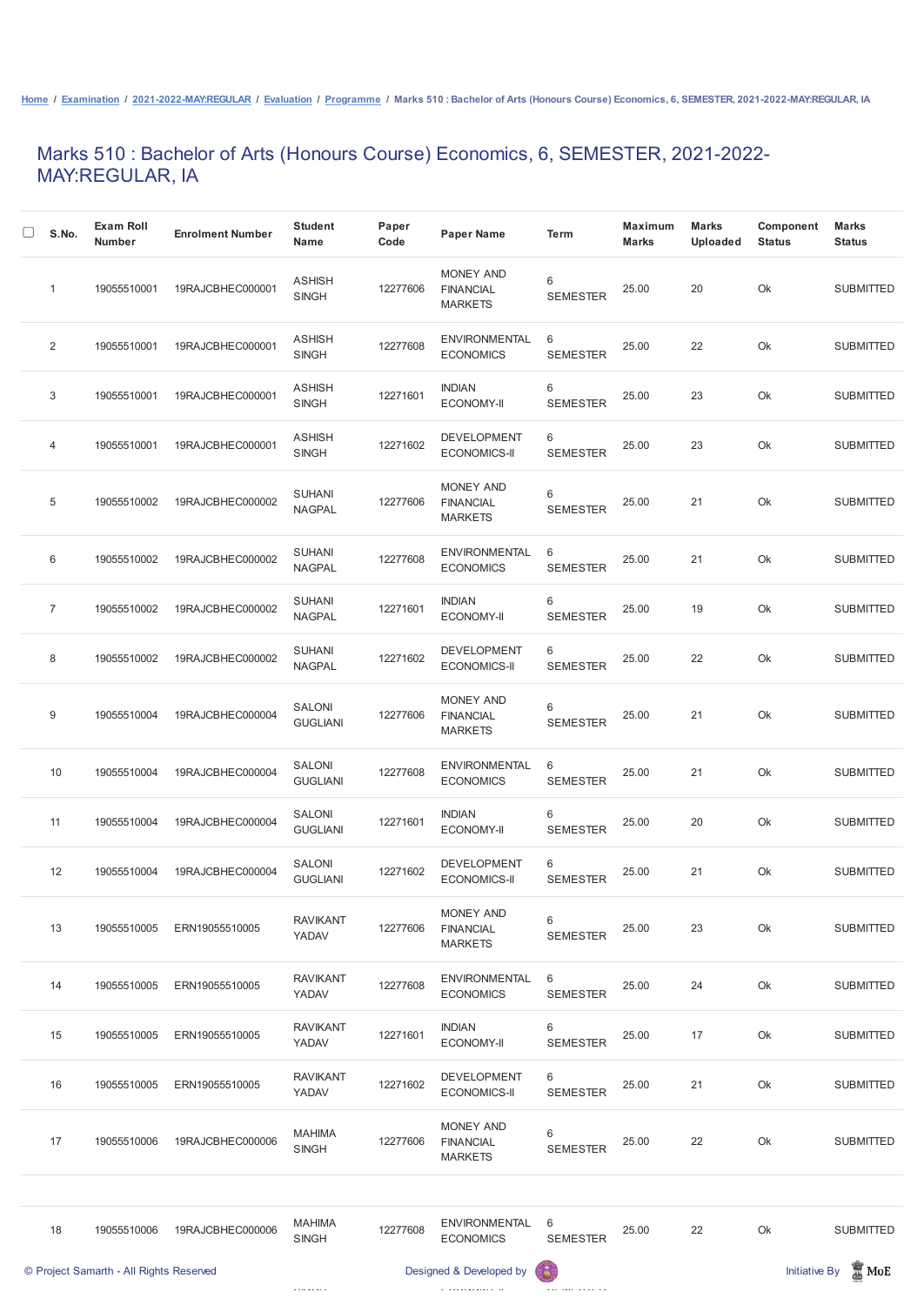Home / Examination / 2021-2022-MAY:REGULAR / Evaluation / Programme / Marks 510 : Bachelor of Arts (Honours Course) Economics, 6, SEMESTER, 2021-2022-MAY:REGULAR, IA

# Marks 510 : Bachelor of Arts (Honours Course) Economics, 6, SEMESTER, 2021-2022-MAY:REGULAR, IA

| S.No. | Exam Roll Number | Enrolment Number | Student Name | Paper Code | Paper Name | Term | Maximum Marks | Marks Uploaded | Component Status | Marks Status |
|---|---|---|---|---|---|---|---|---|---|---|
| 1 | 19055510001 | 19RAJCBHEC000001 | ASHISH SINGH | 12277606 | MONEY AND FINANCIAL MARKETS | 6 SEMESTER | 25.00 | 20 | Ok | SUBMITTED |
| 2 | 19055510001 | 19RAJCBHEC000001 | ASHISH SINGH | 12277608 | ENVIRONMENTAL ECONOMICS | 6 SEMESTER | 25.00 | 22 | Ok | SUBMITTED |
| 3 | 19055510001 | 19RAJCBHEC000001 | ASHISH SINGH | 12271601 | INDIAN ECONOMY-II | 6 SEMESTER | 25.00 | 23 | Ok | SUBMITTED |
| 4 | 19055510001 | 19RAJCBHEC000001 | ASHISH SINGH | 12271602 | DEVELOPMENT ECONOMICS-II | 6 SEMESTER | 25.00 | 23 | Ok | SUBMITTED |
| 5 | 19055510002 | 19RAJCBHEC000002 | SUHANI NAGPAL | 12277606 | MONEY AND FINANCIAL MARKETS | 6 SEMESTER | 25.00 | 21 | Ok | SUBMITTED |
| 6 | 19055510002 | 19RAJCBHEC000002 | SUHANI NAGPAL | 12277608 | ENVIRONMENTAL ECONOMICS | 6 SEMESTER | 25.00 | 21 | Ok | SUBMITTED |
| 7 | 19055510002 | 19RAJCBHEC000002 | SUHANI NAGPAL | 12271601 | INDIAN ECONOMY-II | 6 SEMESTER | 25.00 | 19 | Ok | SUBMITTED |
| 8 | 19055510002 | 19RAJCBHEC000002 | SUHANI NAGPAL | 12271602 | DEVELOPMENT ECONOMICS-II | 6 SEMESTER | 25.00 | 22 | Ok | SUBMITTED |
| 9 | 19055510004 | 19RAJCBHEC000004 | SALONI GUGLIANI | 12277606 | MONEY AND FINANCIAL MARKETS | 6 SEMESTER | 25.00 | 21 | Ok | SUBMITTED |
| 10 | 19055510004 | 19RAJCBHEC000004 | SALONI GUGLIANI | 12277608 | ENVIRONMENTAL ECONOMICS | 6 SEMESTER | 25.00 | 21 | Ok | SUBMITTED |
| 11 | 19055510004 | 19RAJCBHEC000004 | SALONI GUGLIANI | 12271601 | INDIAN ECONOMY-II | 6 SEMESTER | 25.00 | 20 | Ok | SUBMITTED |
| 12 | 19055510004 | 19RAJCBHEC000004 | SALONI GUGLIANI | 12271602 | DEVELOPMENT ECONOMICS-II | 6 SEMESTER | 25.00 | 21 | Ok | SUBMITTED |
| 13 | 19055510005 | ERN19055510005 | RAVIKANT YADAV | 12277606 | MONEY AND FINANCIAL MARKETS | 6 SEMESTER | 25.00 | 23 | Ok | SUBMITTED |
| 14 | 19055510005 | ERN19055510005 | RAVIKANT YADAV | 12277608 | ENVIRONMENTAL ECONOMICS | 6 SEMESTER | 25.00 | 24 | Ok | SUBMITTED |
| 15 | 19055510005 | ERN19055510005 | RAVIKANT YADAV | 12271601 | INDIAN ECONOMY-II | 6 SEMESTER | 25.00 | 17 | Ok | SUBMITTED |
| 16 | 19055510005 | ERN19055510005 | RAVIKANT YADAV | 12271602 | DEVELOPMENT ECONOMICS-II | 6 SEMESTER | 25.00 | 21 | Ok | SUBMITTED |
| 17 | 19055510006 | 19RAJCBHEC000006 | MAHIMA SINGH | 12277606 | MONEY AND FINANCIAL MARKETS | 6 SEMESTER | 25.00 | 22 | Ok | SUBMITTED |
| 18 | 19055510006 | 19RAJCBHEC000006 | MAHIMA SINGH | 12277608 | ENVIRONMENTAL ECONOMICS | 6 SEMESTER | 25.00 | 22 | Ok | SUBMITTED |

© Project Samarth - All Rights Reserved    Designed & Developed by    Initiative By MoE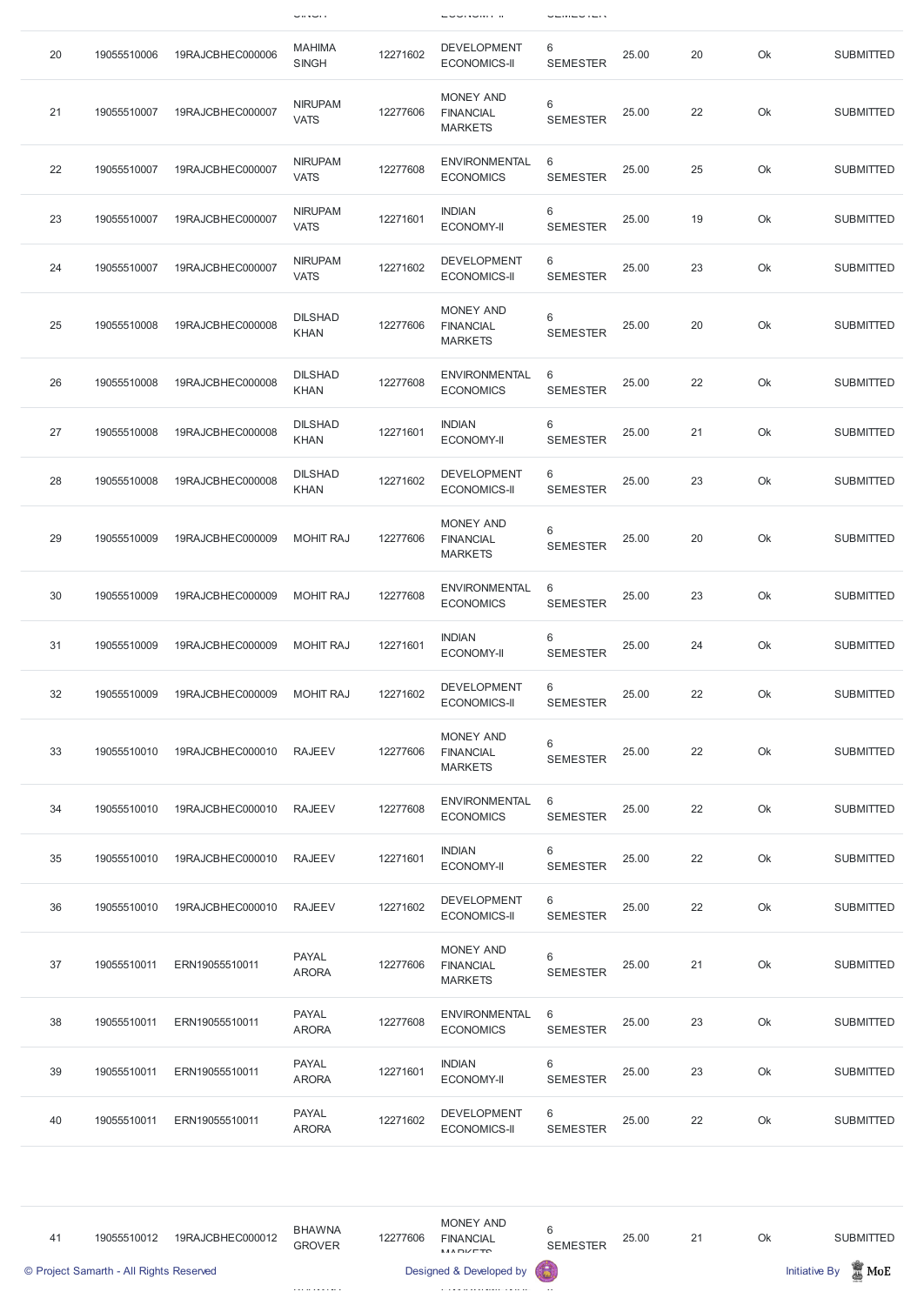| 20 | 19055510006 | 19RAJCBHEC000006 | MAHIMA SINGH | 12271602 | DEVELOPMENT ECONOMICS-II | 6 SEMESTER | 25.00 | 20 | Ok | SUBMITTED |
|---|---|---|---|---|---|---|---|---|---|---|
| 21 | 19055510007 | 19RAJCBHEC000007 | NIRUPAM VATS | 12277606 | MONEY AND FINANCIAL MARKETS | 6 SEMESTER | 25.00 | 22 | Ok | SUBMITTED |
| 22 | 19055510007 | 19RAJCBHEC000007 | NIRUPAM VATS | 12277608 | ENVIRONMENTAL ECONOMICS | 6 SEMESTER | 25.00 | 25 | Ok | SUBMITTED |
| 23 | 19055510007 | 19RAJCBHEC000007 | NIRUPAM VATS | 12271601 | INDIAN ECONOMY-II | 6 SEMESTER | 25.00 | 19 | Ok | SUBMITTED |
| 24 | 19055510007 | 19RAJCBHEC000007 | NIRUPAM VATS | 12271602 | DEVELOPMENT ECONOMICS-II | 6 SEMESTER | 25.00 | 23 | Ok | SUBMITTED |
| 25 | 19055510008 | 19RAJCBHEC000008 | DILSHAD KHAN | 12277606 | MONEY AND FINANCIAL MARKETS | 6 SEMESTER | 25.00 | 20 | Ok | SUBMITTED |
| 26 | 19055510008 | 19RAJCBHEC000008 | DILSHAD KHAN | 12277608 | ENVIRONMENTAL ECONOMICS | 6 SEMESTER | 25.00 | 22 | Ok | SUBMITTED |
| 27 | 19055510008 | 19RAJCBHEC000008 | DILSHAD KHAN | 12271601 | INDIAN ECONOMY-II | 6 SEMESTER | 25.00 | 21 | Ok | SUBMITTED |
| 28 | 19055510008 | 19RAJCBHEC000008 | DILSHAD KHAN | 12271602 | DEVELOPMENT ECONOMICS-II | 6 SEMESTER | 25.00 | 23 | Ok | SUBMITTED |
| 29 | 19055510009 | 19RAJCBHEC000009 | MOHIT RAJ | 12277606 | MONEY AND FINANCIAL MARKETS | 6 SEMESTER | 25.00 | 20 | Ok | SUBMITTED |
| 30 | 19055510009 | 19RAJCBHEC000009 | MOHIT RAJ | 12277608 | ENVIRONMENTAL ECONOMICS | 6 SEMESTER | 25.00 | 23 | Ok | SUBMITTED |
| 31 | 19055510009 | 19RAJCBHEC000009 | MOHIT RAJ | 12271601 | INDIAN ECONOMY-II | 6 SEMESTER | 25.00 | 24 | Ok | SUBMITTED |
| 32 | 19055510009 | 19RAJCBHEC000009 | MOHIT RAJ | 12271602 | DEVELOPMENT ECONOMICS-II | 6 SEMESTER | 25.00 | 22 | Ok | SUBMITTED |
| 33 | 19055510010 | 19RAJCBHEC000010 | RAJEEV | 12277606 | MONEY AND FINANCIAL MARKETS | 6 SEMESTER | 25.00 | 22 | Ok | SUBMITTED |
| 34 | 19055510010 | 19RAJCBHEC000010 | RAJEEV | 12277608 | ENVIRONMENTAL ECONOMICS | 6 SEMESTER | 25.00 | 22 | Ok | SUBMITTED |
| 35 | 19055510010 | 19RAJCBHEC000010 | RAJEEV | 12271601 | INDIAN ECONOMY-II | 6 SEMESTER | 25.00 | 22 | Ok | SUBMITTED |
| 36 | 19055510010 | 19RAJCBHEC000010 | RAJEEV | 12271602 | DEVELOPMENT ECONOMICS-II | 6 SEMESTER | 25.00 | 22 | Ok | SUBMITTED |
| 37 | 19055510011 | ERN19055510011 | PAYAL ARORA | 12277606 | MONEY AND FINANCIAL MARKETS | 6 SEMESTER | 25.00 | 21 | Ok | SUBMITTED |
| 38 | 19055510011 | ERN19055510011 | PAYAL ARORA | 12277608 | ENVIRONMENTAL ECONOMICS | 6 SEMESTER | 25.00 | 23 | Ok | SUBMITTED |
| 39 | 19055510011 | ERN19055510011 | PAYAL ARORA | 12271601 | INDIAN ECONOMY-II | 6 SEMESTER | 25.00 | 23 | Ok | SUBMITTED |
| 40 | 19055510011 | ERN19055510011 | PAYAL ARORA | 12271602 | DEVELOPMENT ECONOMICS-II | 6 SEMESTER | 25.00 | 22 | Ok | SUBMITTED |
| 41 | 19055510012 | 19RAJCBHEC000012 | BHAWNA GROVER | 12277606 | MONEY AND FINANCIAL MARKETS | 6 SEMESTER | 25.00 | 21 | Ok | SUBMITTED |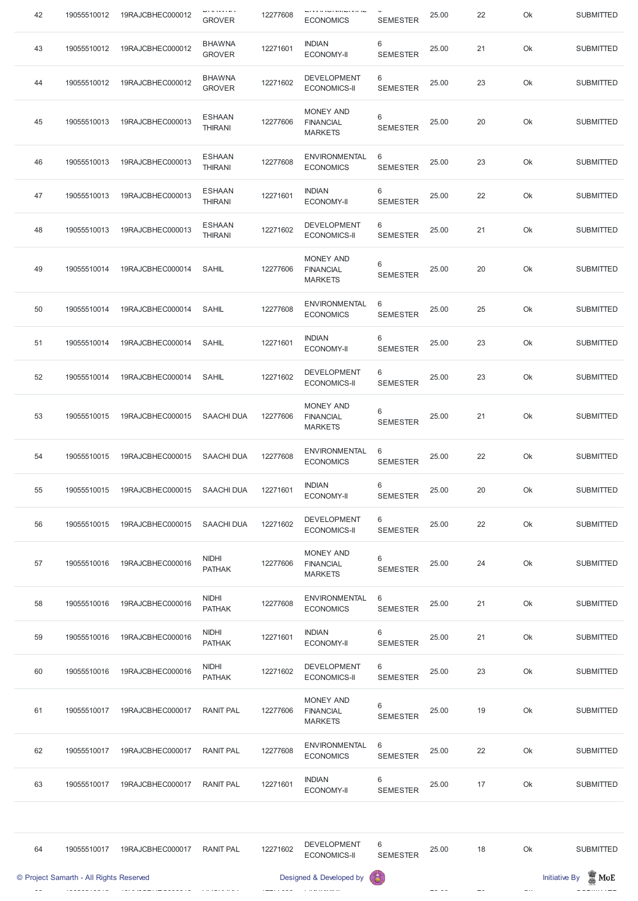| 42 | 19055510012 | 19RAJCBHEC000012 | BHAWNA GROVER | 12277608 | ENVIRONMENTAL ECONOMICS | 6 SEMESTER | 25.00 | 22 | Ok | SUBMITTED |
|---|---|---|---|---|---|---|---|---|---|---|
| 43 | 19055510012 | 19RAJCBHEC000012 | BHAWNA GROVER | 12271601 | INDIAN ECONOMY-II | 6 SEMESTER | 25.00 | 21 | Ok | SUBMITTED |
| 44 | 19055510012 | 19RAJCBHEC000012 | BHAWNA GROVER | 12271602 | DEVELOPMENT ECONOMICS-II | 6 SEMESTER | 25.00 | 23 | Ok | SUBMITTED |
| 45 | 19055510013 | 19RAJCBHEC000013 | ESHAAN THIRANI | 12277606 | MONEY AND FINANCIAL MARKETS | 6 SEMESTER | 25.00 | 20 | Ok | SUBMITTED |
| 46 | 19055510013 | 19RAJCBHEC000013 | ESHAAN THIRANI | 12277608 | ENVIRONMENTAL ECONOMICS | 6 SEMESTER | 25.00 | 23 | Ok | SUBMITTED |
| 47 | 19055510013 | 19RAJCBHEC000013 | ESHAAN THIRANI | 12271601 | INDIAN ECONOMY-II | 6 SEMESTER | 25.00 | 22 | Ok | SUBMITTED |
| 48 | 19055510013 | 19RAJCBHEC000013 | ESHAAN THIRANI | 12271602 | DEVELOPMENT ECONOMICS-II | 6 SEMESTER | 25.00 | 21 | Ok | SUBMITTED |
| 49 | 19055510014 | 19RAJCBHEC000014 | SAHIL | 12277606 | MONEY AND FINANCIAL MARKETS | 6 SEMESTER | 25.00 | 20 | Ok | SUBMITTED |
| 50 | 19055510014 | 19RAJCBHEC000014 | SAHIL | 12277608 | ENVIRONMENTAL ECONOMICS | 6 SEMESTER | 25.00 | 25 | Ok | SUBMITTED |
| 51 | 19055510014 | 19RAJCBHEC000014 | SAHIL | 12271601 | INDIAN ECONOMY-II | 6 SEMESTER | 25.00 | 23 | Ok | SUBMITTED |
| 52 | 19055510014 | 19RAJCBHEC000014 | SAHIL | 12271602 | DEVELOPMENT ECONOMICS-II | 6 SEMESTER | 25.00 | 23 | Ok | SUBMITTED |
| 53 | 19055510015 | 19RAJCBHEC000015 | SAACHI DUA | 12277606 | MONEY AND FINANCIAL MARKETS | 6 SEMESTER | 25.00 | 21 | Ok | SUBMITTED |
| 54 | 19055510015 | 19RAJCBHEC000015 | SAACHI DUA | 12277608 | ENVIRONMENTAL ECONOMICS | 6 SEMESTER | 25.00 | 22 | Ok | SUBMITTED |
| 55 | 19055510015 | 19RAJCBHEC000015 | SAACHI DUA | 12271601 | INDIAN ECONOMY-II | 6 SEMESTER | 25.00 | 20 | Ok | SUBMITTED |
| 56 | 19055510015 | 19RAJCBHEC000015 | SAACHI DUA | 12271602 | DEVELOPMENT ECONOMICS-II | 6 SEMESTER | 25.00 | 22 | Ok | SUBMITTED |
| 57 | 19055510016 | 19RAJCBHEC000016 | NIDHI PATHAK | 12277606 | MONEY AND FINANCIAL MARKETS | 6 SEMESTER | 25.00 | 24 | Ok | SUBMITTED |
| 58 | 19055510016 | 19RAJCBHEC000016 | NIDHI PATHAK | 12277608 | ENVIRONMENTAL ECONOMICS | 6 SEMESTER | 25.00 | 21 | Ok | SUBMITTED |
| 59 | 19055510016 | 19RAJCBHEC000016 | NIDHI PATHAK | 12271601 | INDIAN ECONOMY-II | 6 SEMESTER | 25.00 | 21 | Ok | SUBMITTED |
| 60 | 19055510016 | 19RAJCBHEC000016 | NIDHI PATHAK | 12271602 | DEVELOPMENT ECONOMICS-II | 6 SEMESTER | 25.00 | 23 | Ok | SUBMITTED |
| 61 | 19055510017 | 19RAJCBHEC000017 | RANIT PAL | 12277606 | MONEY AND FINANCIAL MARKETS | 6 SEMESTER | 25.00 | 19 | Ok | SUBMITTED |
| 62 | 19055510017 | 19RAJCBHEC000017 | RANIT PAL | 12277608 | ENVIRONMENTAL ECONOMICS | 6 SEMESTER | 25.00 | 22 | Ok | SUBMITTED |
| 63 | 19055510017 | 19RAJCBHEC000017 | RANIT PAL | 12271601 | INDIAN ECONOMY-II | 6 SEMESTER | 25.00 | 17 | Ok | SUBMITTED |
| 64 | 19055510017 | 19RAJCBHEC000017 | RANIT PAL | 12271602 | DEVELOPMENT ECONOMICS-II | 6 SEMESTER | 25.00 | 18 | Ok | SUBMITTED |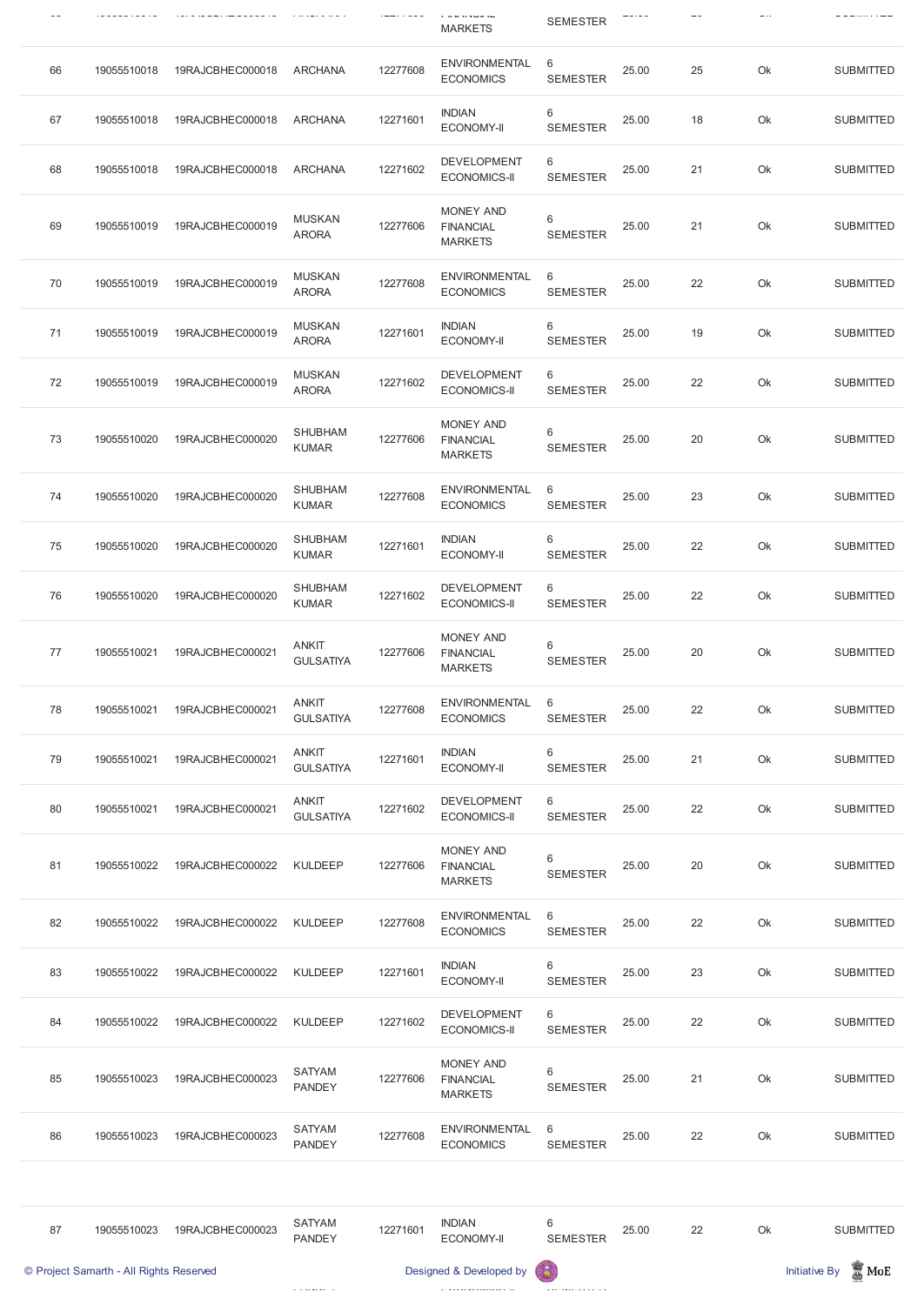| | | | | | | | | | | |
|---|---|---|---|---|---|---|---|---|---|---|
| 66 | 19055510018 | 19RAJCBHEC000018 | ARCHANA | 12277608 | ENVIRONMENTAL ECONOMICS | 6 SEMESTER | 25.00 | 25 | Ok | SUBMITTED |
| 67 | 19055510018 | 19RAJCBHEC000018 | ARCHANA | 12271601 | INDIAN ECONOMY-II | 6 SEMESTER | 25.00 | 18 | Ok | SUBMITTED |
| 68 | 19055510018 | 19RAJCBHEC000018 | ARCHANA | 12271602 | DEVELOPMENT ECONOMICS-II | 6 SEMESTER | 25.00 | 21 | Ok | SUBMITTED |
| 69 | 19055510019 | 19RAJCBHEC000019 | MUSKAN ARORA | 12277606 | MONEY AND FINANCIAL MARKETS | 6 SEMESTER | 25.00 | 21 | Ok | SUBMITTED |
| 70 | 19055510019 | 19RAJCBHEC000019 | MUSKAN ARORA | 12277608 | ENVIRONMENTAL ECONOMICS | 6 SEMESTER | 25.00 | 22 | Ok | SUBMITTED |
| 71 | 19055510019 | 19RAJCBHEC000019 | MUSKAN ARORA | 12271601 | INDIAN ECONOMY-II | 6 SEMESTER | 25.00 | 19 | Ok | SUBMITTED |
| 72 | 19055510019 | 19RAJCBHEC000019 | MUSKAN ARORA | 12271602 | DEVELOPMENT ECONOMICS-II | 6 SEMESTER | 25.00 | 22 | Ok | SUBMITTED |
| 73 | 19055510020 | 19RAJCBHEC000020 | SHUBHAM KUMAR | 12277606 | MONEY AND FINANCIAL MARKETS | 6 SEMESTER | 25.00 | 20 | Ok | SUBMITTED |
| 74 | 19055510020 | 19RAJCBHEC000020 | SHUBHAM KUMAR | 12277608 | ENVIRONMENTAL ECONOMICS | 6 SEMESTER | 25.00 | 23 | Ok | SUBMITTED |
| 75 | 19055510020 | 19RAJCBHEC000020 | SHUBHAM KUMAR | 12271601 | INDIAN ECONOMY-II | 6 SEMESTER | 25.00 | 22 | Ok | SUBMITTED |
| 76 | 19055510020 | 19RAJCBHEC000020 | SHUBHAM KUMAR | 12271602 | DEVELOPMENT ECONOMICS-II | 6 SEMESTER | 25.00 | 22 | Ok | SUBMITTED |
| 77 | 19055510021 | 19RAJCBHEC000021 | ANKIT GULSATIYA | 12277606 | MONEY AND FINANCIAL MARKETS | 6 SEMESTER | 25.00 | 20 | Ok | SUBMITTED |
| 78 | 19055510021 | 19RAJCBHEC000021 | ANKIT GULSATIYA | 12277608 | ENVIRONMENTAL ECONOMICS | 6 SEMESTER | 25.00 | 22 | Ok | SUBMITTED |
| 79 | 19055510021 | 19RAJCBHEC000021 | ANKIT GULSATIYA | 12271601 | INDIAN ECONOMY-II | 6 SEMESTER | 25.00 | 21 | Ok | SUBMITTED |
| 80 | 19055510021 | 19RAJCBHEC000021 | ANKIT GULSATIYA | 12271602 | DEVELOPMENT ECONOMICS-II | 6 SEMESTER | 25.00 | 22 | Ok | SUBMITTED |
| 81 | 19055510022 | 19RAJCBHEC000022 | KULDEEP | 12277606 | MONEY AND FINANCIAL MARKETS | 6 SEMESTER | 25.00 | 20 | Ok | SUBMITTED |
| 82 | 19055510022 | 19RAJCBHEC000022 | KULDEEP | 12277608 | ENVIRONMENTAL ECONOMICS | 6 SEMESTER | 25.00 | 22 | Ok | SUBMITTED |
| 83 | 19055510022 | 19RAJCBHEC000022 | KULDEEP | 12271601 | INDIAN ECONOMY-II | 6 SEMESTER | 25.00 | 23 | Ok | SUBMITTED |
| 84 | 19055510022 | 19RAJCBHEC000022 | KULDEEP | 12271602 | DEVELOPMENT ECONOMICS-II | 6 SEMESTER | 25.00 | 22 | Ok | SUBMITTED |
| 85 | 19055510023 | 19RAJCBHEC000023 | SATYAM PANDEY | 12277606 | MONEY AND FINANCIAL MARKETS | 6 SEMESTER | 25.00 | 21 | Ok | SUBMITTED |
| 86 | 19055510023 | 19RAJCBHEC000023 | SATYAM PANDEY | 12277608 | ENVIRONMENTAL ECONOMICS | 6 SEMESTER | 25.00 | 22 | Ok | SUBMITTED |
| 87 | 19055510023 | 19RAJCBHEC000023 | SATYAM PANDEY | 12271601 | INDIAN ECONOMY-II | 6 SEMESTER | 25.00 | 22 | Ok | SUBMITTED |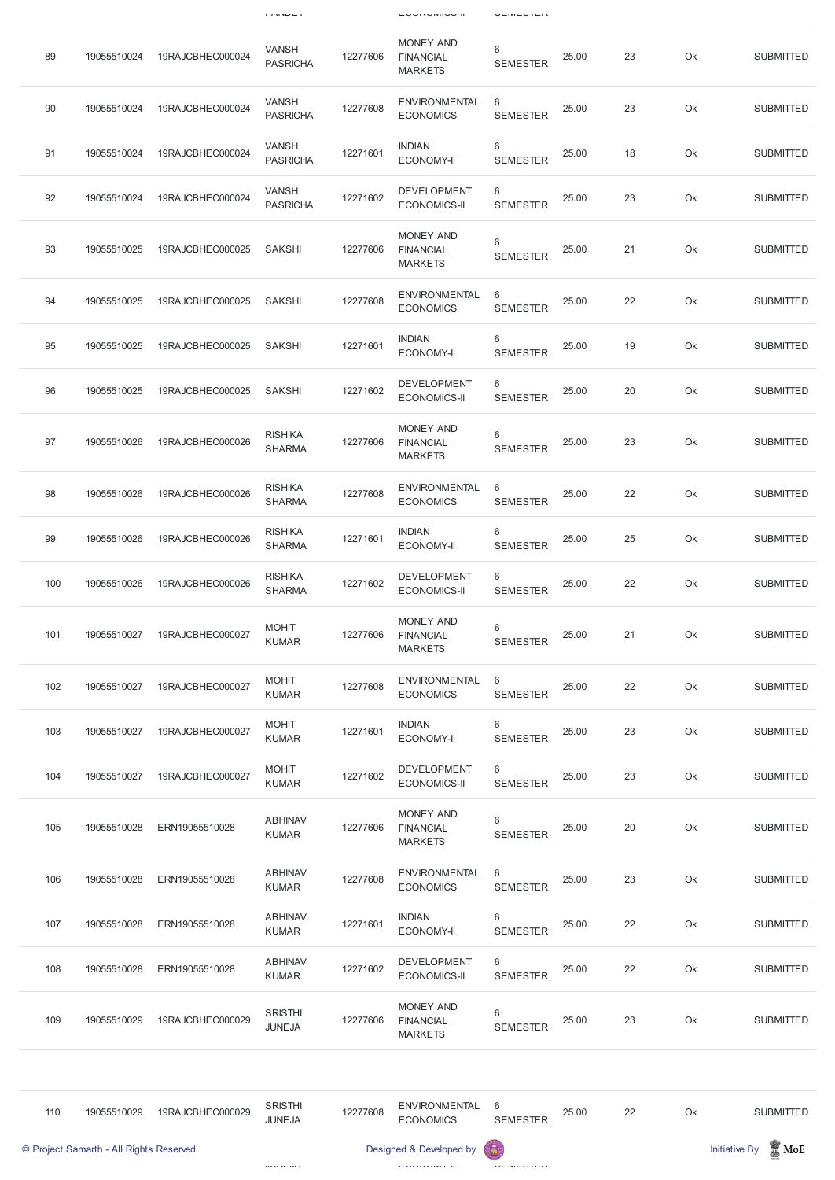| 89 | 19055510024 | 19RAJCBHEC000024 | VANSH PASRICHA | 12277606 | MONEY AND FINANCIAL MARKETS | 6 SEMESTER | 25.00 | 23 | Ok | SUBMITTED |
|---|---|---|---|---|---|---|---|---|---|---|
| 90 | 19055510024 | 19RAJCBHEC000024 | VANSH PASRICHA | 12277608 | ENVIRONMENTAL ECONOMICS | 6 SEMESTER | 25.00 | 23 | Ok | SUBMITTED |
| 91 | 19055510024 | 19RAJCBHEC000024 | VANSH PASRICHA | 12271601 | INDIAN ECONOMY-II | 6 SEMESTER | 25.00 | 18 | Ok | SUBMITTED |
| 92 | 19055510024 | 19RAJCBHEC000024 | VANSH PASRICHA | 12271602 | DEVELOPMENT ECONOMICS-II | 6 SEMESTER | 25.00 | 23 | Ok | SUBMITTED |
| 93 | 19055510025 | 19RAJCBHEC000025 | SAKSHI | 12277606 | MONEY AND FINANCIAL MARKETS | 6 SEMESTER | 25.00 | 21 | Ok | SUBMITTED |
| 94 | 19055510025 | 19RAJCBHEC000025 | SAKSHI | 12277608 | ENVIRONMENTAL ECONOMICS | 6 SEMESTER | 25.00 | 22 | Ok | SUBMITTED |
| 95 | 19055510025 | 19RAJCBHEC000025 | SAKSHI | 12271601 | INDIAN ECONOMY-II | 6 SEMESTER | 25.00 | 19 | Ok | SUBMITTED |
| 96 | 19055510025 | 19RAJCBHEC000025 | SAKSHI | 12271602 | DEVELOPMENT ECONOMICS-II | 6 SEMESTER | 25.00 | 20 | Ok | SUBMITTED |
| 97 | 19055510026 | 19RAJCBHEC000026 | RISHIKA SHARMA | 12277606 | MONEY AND FINANCIAL MARKETS | 6 SEMESTER | 25.00 | 23 | Ok | SUBMITTED |
| 98 | 19055510026 | 19RAJCBHEC000026 | RISHIKA SHARMA | 12277608 | ENVIRONMENTAL ECONOMICS | 6 SEMESTER | 25.00 | 22 | Ok | SUBMITTED |
| 99 | 19055510026 | 19RAJCBHEC000026 | RISHIKA SHARMA | 12271601 | INDIAN ECONOMY-II | 6 SEMESTER | 25.00 | 25 | Ok | SUBMITTED |
| 100 | 19055510026 | 19RAJCBHEC000026 | RISHIKA SHARMA | 12271602 | DEVELOPMENT ECONOMICS-II | 6 SEMESTER | 25.00 | 22 | Ok | SUBMITTED |
| 101 | 19055510027 | 19RAJCBHEC000027 | MOHIT KUMAR | 12277606 | MONEY AND FINANCIAL MARKETS | 6 SEMESTER | 25.00 | 21 | Ok | SUBMITTED |
| 102 | 19055510027 | 19RAJCBHEC000027 | MOHIT KUMAR | 12277608 | ENVIRONMENTAL ECONOMICS | 6 SEMESTER | 25.00 | 22 | Ok | SUBMITTED |
| 103 | 19055510027 | 19RAJCBHEC000027 | MOHIT KUMAR | 12271601 | INDIAN ECONOMY-II | 6 SEMESTER | 25.00 | 23 | Ok | SUBMITTED |
| 104 | 19055510027 | 19RAJCBHEC000027 | MOHIT KUMAR | 12271602 | DEVELOPMENT ECONOMICS-II | 6 SEMESTER | 25.00 | 23 | Ok | SUBMITTED |
| 105 | 19055510028 | ERN19055510028 | ABHINAV KUMAR | 12277606 | MONEY AND FINANCIAL MARKETS | 6 SEMESTER | 25.00 | 20 | Ok | SUBMITTED |
| 106 | 19055510028 | ERN19055510028 | ABHINAV KUMAR | 12277608 | ENVIRONMENTAL ECONOMICS | 6 SEMESTER | 25.00 | 23 | Ok | SUBMITTED |
| 107 | 19055510028 | ERN19055510028 | ABHINAV KUMAR | 12271601 | INDIAN ECONOMY-II | 6 SEMESTER | 25.00 | 22 | Ok | SUBMITTED |
| 108 | 19055510028 | ERN19055510028 | ABHINAV KUMAR | 12271602 | DEVELOPMENT ECONOMICS-II | 6 SEMESTER | 25.00 | 22 | Ok | SUBMITTED |
| 109 | 19055510029 | 19RAJCBHEC000029 | SRISTHI JUNEJA | 12277606 | MONEY AND FINANCIAL MARKETS | 6 SEMESTER | 25.00 | 23 | Ok | SUBMITTED |
| 110 | 19055510029 | 19RAJCBHEC000029 | SRISTHI JUNEJA | 12277608 | ENVIRONMENTAL ECONOMICS | 6 SEMESTER | 25.00 | 22 | Ok | SUBMITTED |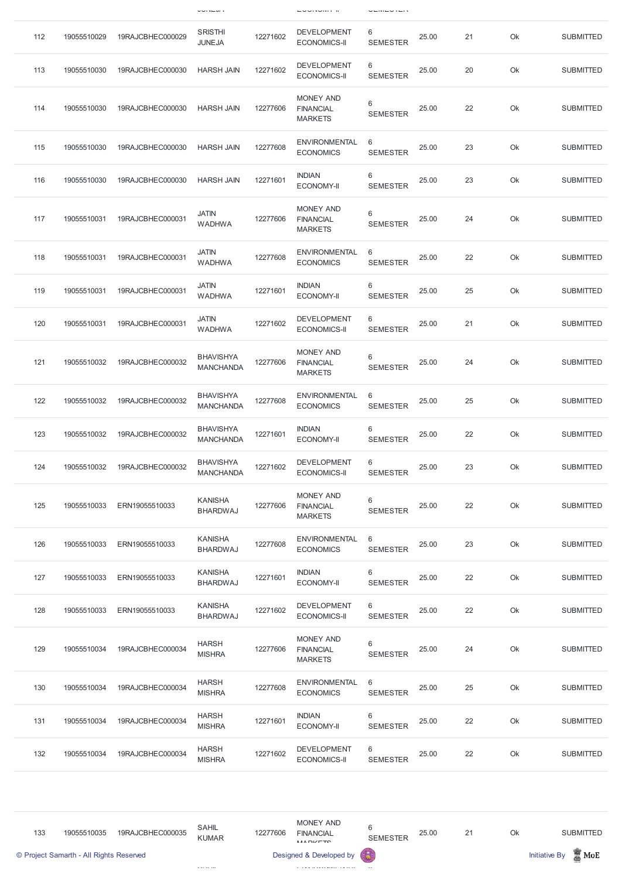| | | | | | | | | | | |
|---|---|---|---|---|---|---|---|---|---|---|
| 112 | 19055510029 | 19RAJCBHEC000029 | SRISTHI JUNEJA | 12271602 | DEVELOPMENT ECONOMICS-II | 6 SEMESTER | 25.00 | 21 | Ok | SUBMITTED |
| 113 | 19055510030 | 19RAJCBHEC000030 | HARSH JAIN | 12271602 | DEVELOPMENT ECONOMICS-II | 6 SEMESTER | 25.00 | 20 | Ok | SUBMITTED |
| 114 | 19055510030 | 19RAJCBHEC000030 | HARSH JAIN | 12277606 | MONEY AND FINANCIAL MARKETS | 6 SEMESTER | 25.00 | 22 | Ok | SUBMITTED |
| 115 | 19055510030 | 19RAJCBHEC000030 | HARSH JAIN | 12277608 | ENVIRONMENTAL ECONOMICS | 6 SEMESTER | 25.00 | 23 | Ok | SUBMITTED |
| 116 | 19055510030 | 19RAJCBHEC000030 | HARSH JAIN | 12271601 | INDIAN ECONOMY-II | 6 SEMESTER | 25.00 | 23 | Ok | SUBMITTED |
| 117 | 19055510031 | 19RAJCBHEC000031 | JATIN WADHWA | 12277606 | MONEY AND FINANCIAL MARKETS | 6 SEMESTER | 25.00 | 24 | Ok | SUBMITTED |
| 118 | 19055510031 | 19RAJCBHEC000031 | JATIN WADHWA | 12277608 | ENVIRONMENTAL ECONOMICS | 6 SEMESTER | 25.00 | 22 | Ok | SUBMITTED |
| 119 | 19055510031 | 19RAJCBHEC000031 | JATIN WADHWA | 12271601 | INDIAN ECONOMY-II | 6 SEMESTER | 25.00 | 25 | Ok | SUBMITTED |
| 120 | 19055510031 | 19RAJCBHEC000031 | JATIN WADHWA | 12271602 | DEVELOPMENT ECONOMICS-II | 6 SEMESTER | 25.00 | 21 | Ok | SUBMITTED |
| 121 | 19055510032 | 19RAJCBHEC000032 | BHAVISHYA MANCHANDA | 12277606 | MONEY AND FINANCIAL MARKETS | 6 SEMESTER | 25.00 | 24 | Ok | SUBMITTED |
| 122 | 19055510032 | 19RAJCBHEC000032 | BHAVISHYA MANCHANDA | 12277608 | ENVIRONMENTAL ECONOMICS | 6 SEMESTER | 25.00 | 25 | Ok | SUBMITTED |
| 123 | 19055510032 | 19RAJCBHEC000032 | BHAVISHYA MANCHANDA | 12271601 | INDIAN ECONOMY-II | 6 SEMESTER | 25.00 | 22 | Ok | SUBMITTED |
| 124 | 19055510032 | 19RAJCBHEC000032 | BHAVISHYA MANCHANDA | 12271602 | DEVELOPMENT ECONOMICS-II | 6 SEMESTER | 25.00 | 23 | Ok | SUBMITTED |
| 125 | 19055510033 | ERN19055510033 | KANISHA BHARDWAJ | 12277606 | MONEY AND FINANCIAL MARKETS | 6 SEMESTER | 25.00 | 22 | Ok | SUBMITTED |
| 126 | 19055510033 | ERN19055510033 | KANISHA BHARDWAJ | 12277608 | ENVIRONMENTAL ECONOMICS | 6 SEMESTER | 25.00 | 23 | Ok | SUBMITTED |
| 127 | 19055510033 | ERN19055510033 | KANISHA BHARDWAJ | 12271601 | INDIAN ECONOMY-II | 6 SEMESTER | 25.00 | 22 | Ok | SUBMITTED |
| 128 | 19055510033 | ERN19055510033 | KANISHA BHARDWAJ | 12271602 | DEVELOPMENT ECONOMICS-II | 6 SEMESTER | 25.00 | 22 | Ok | SUBMITTED |
| 129 | 19055510034 | 19RAJCBHEC000034 | HARSH MISHRA | 12277606 | MONEY AND FINANCIAL MARKETS | 6 SEMESTER | 25.00 | 24 | Ok | SUBMITTED |
| 130 | 19055510034 | 19RAJCBHEC000034 | HARSH MISHRA | 12277608 | ENVIRONMENTAL ECONOMICS | 6 SEMESTER | 25.00 | 25 | Ok | SUBMITTED |
| 131 | 19055510034 | 19RAJCBHEC000034 | HARSH MISHRA | 12271601 | INDIAN ECONOMY-II | 6 SEMESTER | 25.00 | 22 | Ok | SUBMITTED |
| 132 | 19055510034 | 19RAJCBHEC000034 | HARSH MISHRA | 12271602 | DEVELOPMENT ECONOMICS-II | 6 SEMESTER | 25.00 | 22 | Ok | SUBMITTED |
| 133 | 19055510035 | 19RAJCBHEC000035 | SAHIL KUMAR | 12277606 | MONEY AND FINANCIAL MARKETS | 6 SEMESTER | 25.00 | 21 | Ok | SUBMITTED |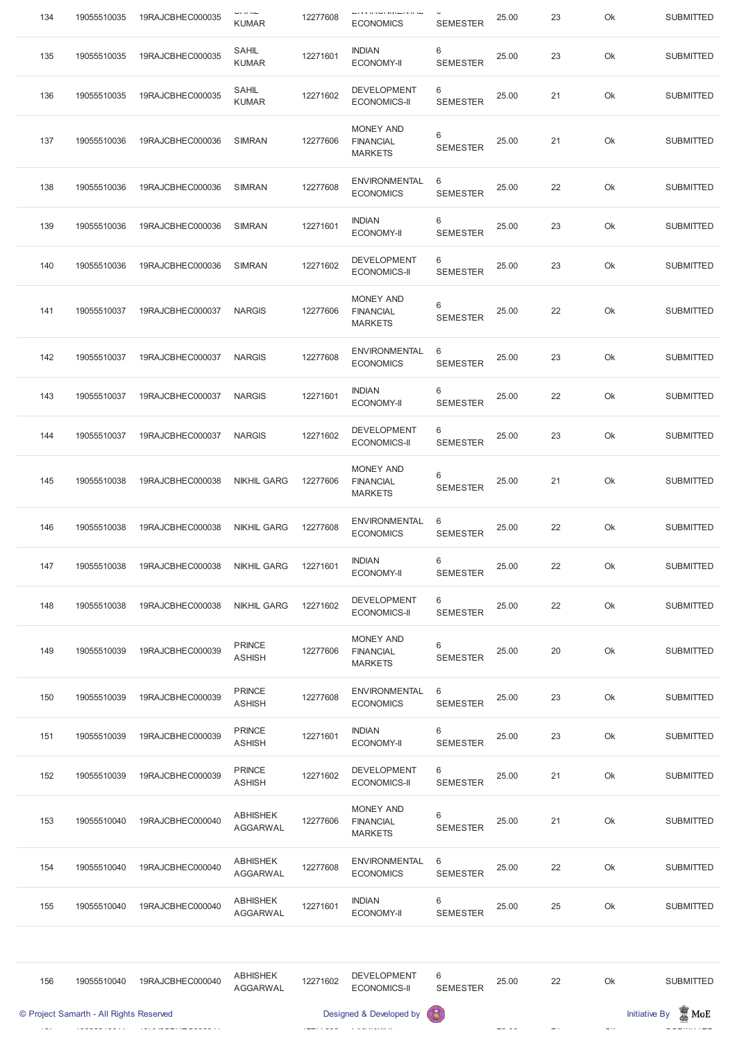| 134 | 19055510035 | 19RAJCBHEC000035 | SAHIL KUMAR | 12277608 | ENVIRONMENTAL ECONOMICS | 6 SEMESTER | 25.00 | 23 | Ok | SUBMITTED |
|---|---|---|---|---|---|---|---|---|---|---|
| 135 | 19055510035 | 19RAJCBHEC000035 | SAHIL KUMAR | 12271601 | INDIAN ECONOMY-II | 6 SEMESTER | 25.00 | 23 | Ok | SUBMITTED |
| 136 | 19055510035 | 19RAJCBHEC000035 | SAHIL KUMAR | 12271602 | DEVELOPMENT ECONOMICS-II | 6 SEMESTER | 25.00 | 21 | Ok | SUBMITTED |
| 137 | 19055510036 | 19RAJCBHEC000036 | SIMRAN | 12277606 | MONEY AND FINANCIAL MARKETS | 6 SEMESTER | 25.00 | 21 | Ok | SUBMITTED |
| 138 | 19055510036 | 19RAJCBHEC000036 | SIMRAN | 12277608 | ENVIRONMENTAL ECONOMICS | 6 SEMESTER | 25.00 | 22 | Ok | SUBMITTED |
| 139 | 19055510036 | 19RAJCBHEC000036 | SIMRAN | 12271601 | INDIAN ECONOMY-II | 6 SEMESTER | 25.00 | 23 | Ok | SUBMITTED |
| 140 | 19055510036 | 19RAJCBHEC000036 | SIMRAN | 12271602 | DEVELOPMENT ECONOMICS-II | 6 SEMESTER | 25.00 | 23 | Ok | SUBMITTED |
| 141 | 19055510037 | 19RAJCBHEC000037 | NARGIS | 12277606 | MONEY AND FINANCIAL MARKETS | 6 SEMESTER | 25.00 | 22 | Ok | SUBMITTED |
| 142 | 19055510037 | 19RAJCBHEC000037 | NARGIS | 12277608 | ENVIRONMENTAL ECONOMICS | 6 SEMESTER | 25.00 | 23 | Ok | SUBMITTED |
| 143 | 19055510037 | 19RAJCBHEC000037 | NARGIS | 12271601 | INDIAN ECONOMY-II | 6 SEMESTER | 25.00 | 22 | Ok | SUBMITTED |
| 144 | 19055510037 | 19RAJCBHEC000037 | NARGIS | 12271602 | DEVELOPMENT ECONOMICS-II | 6 SEMESTER | 25.00 | 23 | Ok | SUBMITTED |
| 145 | 19055510038 | 19RAJCBHEC000038 | NIKHIL GARG | 12277606 | MONEY AND FINANCIAL MARKETS | 6 SEMESTER | 25.00 | 21 | Ok | SUBMITTED |
| 146 | 19055510038 | 19RAJCBHEC000038 | NIKHIL GARG | 12277608 | ENVIRONMENTAL ECONOMICS | 6 SEMESTER | 25.00 | 22 | Ok | SUBMITTED |
| 147 | 19055510038 | 19RAJCBHEC000038 | NIKHIL GARG | 12271601 | INDIAN ECONOMY-II | 6 SEMESTER | 25.00 | 22 | Ok | SUBMITTED |
| 148 | 19055510038 | 19RAJCBHEC000038 | NIKHIL GARG | 12271602 | DEVELOPMENT ECONOMICS-II | 6 SEMESTER | 25.00 | 22 | Ok | SUBMITTED |
| 149 | 19055510039 | 19RAJCBHEC000039 | PRINCE ASHISH | 12277606 | MONEY AND FINANCIAL MARKETS | 6 SEMESTER | 25.00 | 20 | Ok | SUBMITTED |
| 150 | 19055510039 | 19RAJCBHEC000039 | PRINCE ASHISH | 12277608 | ENVIRONMENTAL ECONOMICS | 6 SEMESTER | 25.00 | 23 | Ok | SUBMITTED |
| 151 | 19055510039 | 19RAJCBHEC000039 | PRINCE ASHISH | 12271601 | INDIAN ECONOMY-II | 6 SEMESTER | 25.00 | 23 | Ok | SUBMITTED |
| 152 | 19055510039 | 19RAJCBHEC000039 | PRINCE ASHISH | 12271602 | DEVELOPMENT ECONOMICS-II | 6 SEMESTER | 25.00 | 21 | Ok | SUBMITTED |
| 153 | 19055510040 | 19RAJCBHEC000040 | ABHISHEK AGGARWAL | 12277606 | MONEY AND FINANCIAL MARKETS | 6 SEMESTER | 25.00 | 21 | Ok | SUBMITTED |
| 154 | 19055510040 | 19RAJCBHEC000040 | ABHISHEK AGGARWAL | 12277608 | ENVIRONMENTAL ECONOMICS | 6 SEMESTER | 25.00 | 22 | Ok | SUBMITTED |
| 155 | 19055510040 | 19RAJCBHEC000040 | ABHISHEK AGGARWAL | 12271601 | INDIAN ECONOMY-II | 6 SEMESTER | 25.00 | 25 | Ok | SUBMITTED |
| 156 | 19055510040 | 19RAJCBHEC000040 | ABHISHEK AGGARWAL | 12271602 | DEVELOPMENT ECONOMICS-II | 6 SEMESTER | 25.00 | 22 | Ok | SUBMITTED |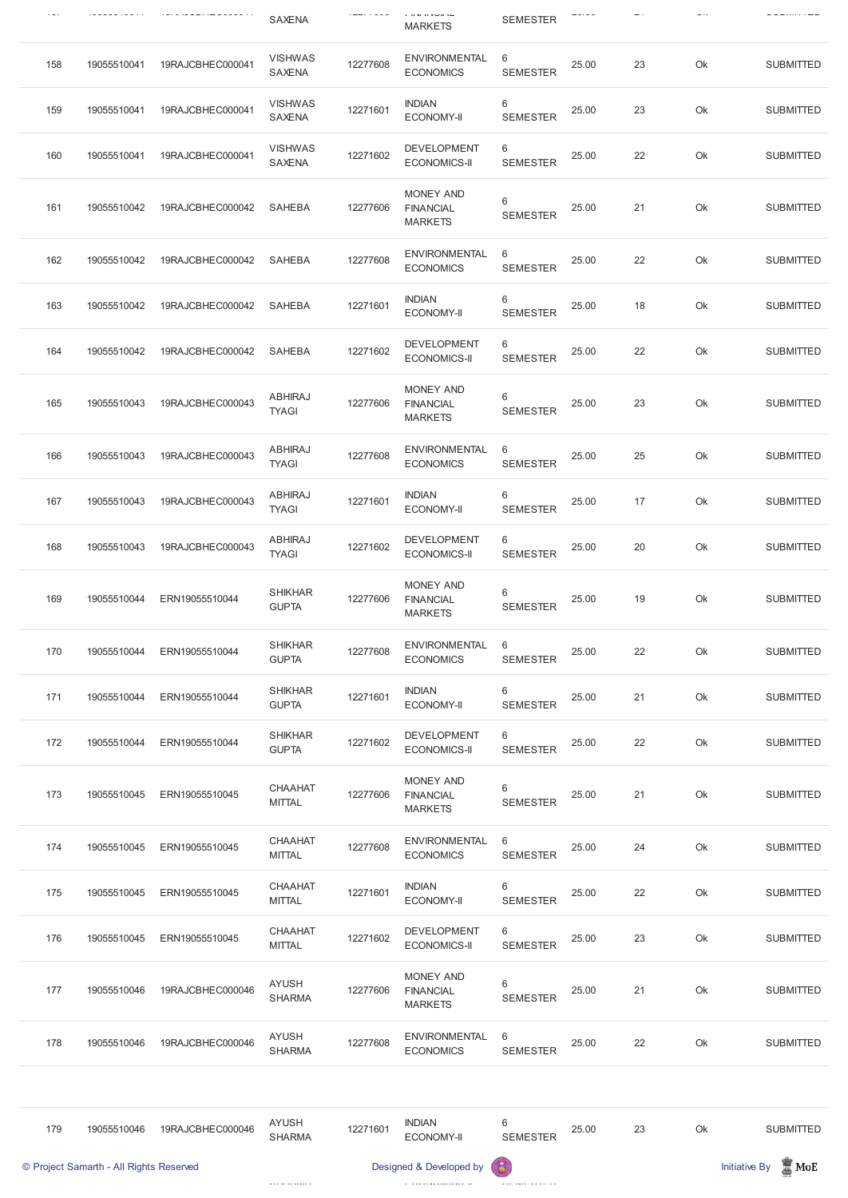| 158 | 19055510041 | 19RAJCBHEC000041 | VISHWAS SAXENA | 12277608 | ENVIRONMENTAL ECONOMICS | 6 SEMESTER | 25.00 | 23 | Ok | SUBMITTED |
|---|---|---|---|---|---|---|---|---|---|---|
| 159 | 19055510041 | 19RAJCBHEC000041 | VISHWAS SAXENA | 12271601 | INDIAN ECONOMY-II | 6 SEMESTER | 25.00 | 23 | Ok | SUBMITTED |
| 160 | 19055510041 | 19RAJCBHEC000041 | VISHWAS SAXENA | 12271602 | DEVELOPMENT ECONOMICS-II | 6 SEMESTER | 25.00 | 22 | Ok | SUBMITTED |
| 161 | 19055510042 | 19RAJCBHEC000042 | SAHEBA | 12277606 | MONEY AND FINANCIAL MARKETS | 6 SEMESTER | 25.00 | 21 | Ok | SUBMITTED |
| 162 | 19055510042 | 19RAJCBHEC000042 | SAHEBA | 12277608 | ENVIRONMENTAL ECONOMICS | 6 SEMESTER | 25.00 | 22 | Ok | SUBMITTED |
| 163 | 19055510042 | 19RAJCBHEC000042 | SAHEBA | 12271601 | INDIAN ECONOMY-II | 6 SEMESTER | 25.00 | 18 | Ok | SUBMITTED |
| 164 | 19055510042 | 19RAJCBHEC000042 | SAHEBA | 12271602 | DEVELOPMENT ECONOMICS-II | 6 SEMESTER | 25.00 | 22 | Ok | SUBMITTED |
| 165 | 19055510043 | 19RAJCBHEC000043 | ABHIRAJ TYAGI | 12277606 | MONEY AND FINANCIAL MARKETS | 6 SEMESTER | 25.00 | 23 | Ok | SUBMITTED |
| 166 | 19055510043 | 19RAJCBHEC000043 | ABHIRAJ TYAGI | 12277608 | ENVIRONMENTAL ECONOMICS | 6 SEMESTER | 25.00 | 25 | Ok | SUBMITTED |
| 167 | 19055510043 | 19RAJCBHEC000043 | ABHIRAJ TYAGI | 12271601 | INDIAN ECONOMY-II | 6 SEMESTER | 25.00 | 17 | Ok | SUBMITTED |
| 168 | 19055510043 | 19RAJCBHEC000043 | ABHIRAJ TYAGI | 12271602 | DEVELOPMENT ECONOMICS-II | 6 SEMESTER | 25.00 | 20 | Ok | SUBMITTED |
| 169 | 19055510044 | ERN19055510044 | SHIKHAR GUPTA | 12277606 | MONEY AND FINANCIAL MARKETS | 6 SEMESTER | 25.00 | 19 | Ok | SUBMITTED |
| 170 | 19055510044 | ERN19055510044 | SHIKHAR GUPTA | 12277608 | ENVIRONMENTAL ECONOMICS | 6 SEMESTER | 25.00 | 22 | Ok | SUBMITTED |
| 171 | 19055510044 | ERN19055510044 | SHIKHAR GUPTA | 12271601 | INDIAN ECONOMY-II | 6 SEMESTER | 25.00 | 21 | Ok | SUBMITTED |
| 172 | 19055510044 | ERN19055510044 | SHIKHAR GUPTA | 12271602 | DEVELOPMENT ECONOMICS-II | 6 SEMESTER | 25.00 | 22 | Ok | SUBMITTED |
| 173 | 19055510045 | ERN19055510045 | CHAAHAT MITTAL | 12277606 | MONEY AND FINANCIAL MARKETS | 6 SEMESTER | 25.00 | 21 | Ok | SUBMITTED |
| 174 | 19055510045 | ERN19055510045 | CHAAHAT MITTAL | 12277608 | ENVIRONMENTAL ECONOMICS | 6 SEMESTER | 25.00 | 24 | Ok | SUBMITTED |
| 175 | 19055510045 | ERN19055510045 | CHAAHAT MITTAL | 12271601 | INDIAN ECONOMY-II | 6 SEMESTER | 25.00 | 22 | Ok | SUBMITTED |
| 176 | 19055510045 | ERN19055510045 | CHAAHAT MITTAL | 12271602 | DEVELOPMENT ECONOMICS-II | 6 SEMESTER | 25.00 | 23 | Ok | SUBMITTED |
| 177 | 19055510046 | 19RAJCBHEC000046 | AYUSH SHARMA | 12277606 | MONEY AND FINANCIAL MARKETS | 6 SEMESTER | 25.00 | 21 | Ok | SUBMITTED |
| 178 | 19055510046 | 19RAJCBHEC000046 | AYUSH SHARMA | 12277608 | ENVIRONMENTAL ECONOMICS | 6 SEMESTER | 25.00 | 22 | Ok | SUBMITTED |
| 179 | 19055510046 | 19RAJCBHEC000046 | AYUSH SHARMA | 12271601 | INDIAN ECONOMY-II | 6 SEMESTER | 25.00 | 23 | Ok | SUBMITTED |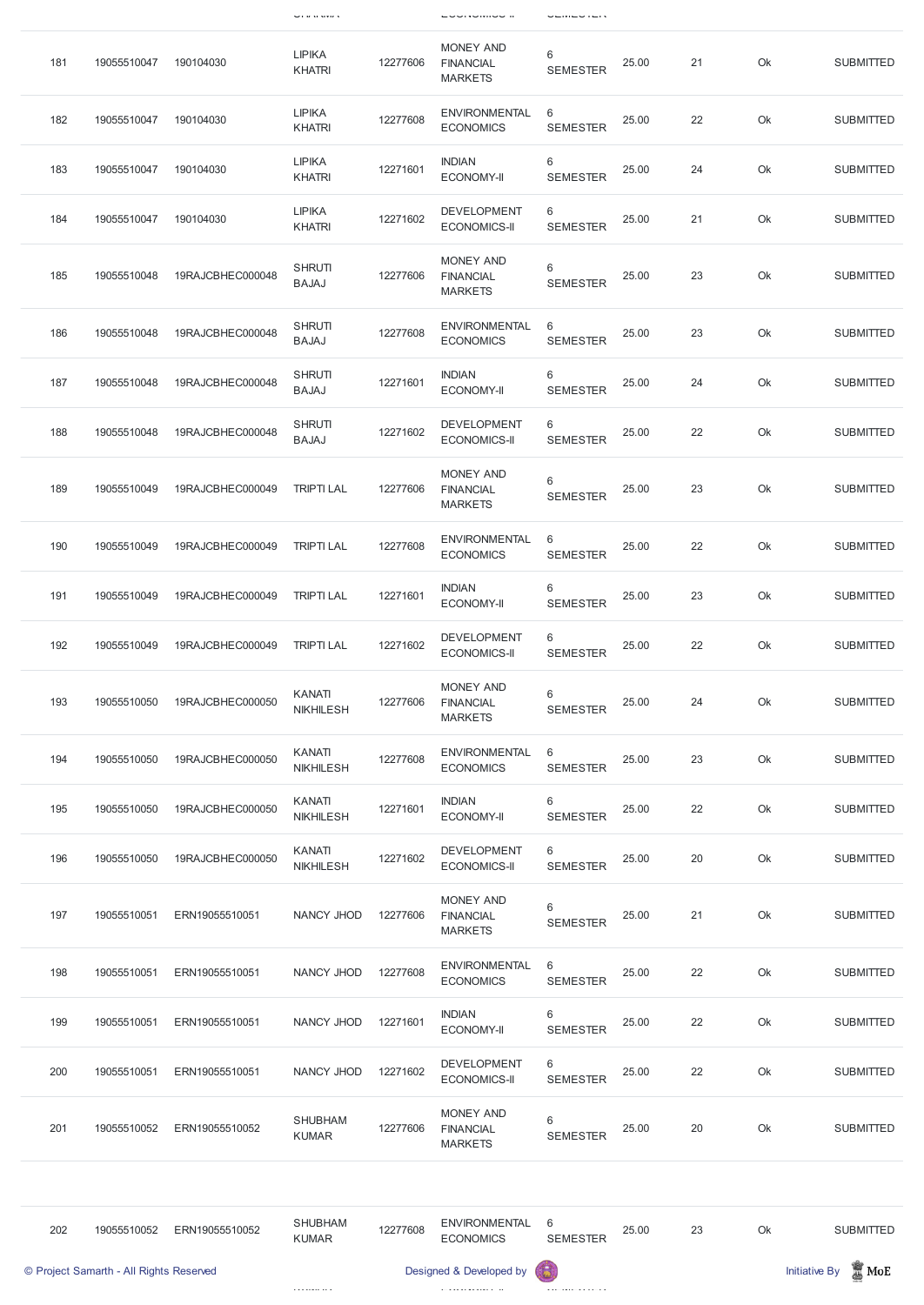| | | | | | | | | | | |
|---|---|---|---|---|---|---|---|---|---|---|
| 181 | 19055510047 | 190104030 | LIPIKA KHATRI | 12277606 | MONEY AND FINANCIAL MARKETS | 6 SEMESTER | 25.00 | 21 | Ok | SUBMITTED |
| 182 | 19055510047 | 190104030 | LIPIKA KHATRI | 12277608 | ENVIRONMENTAL ECONOMICS | 6 SEMESTER | 25.00 | 22 | Ok | SUBMITTED |
| 183 | 19055510047 | 190104030 | LIPIKA KHATRI | 12271601 | INDIAN ECONOMY-II | 6 SEMESTER | 25.00 | 24 | Ok | SUBMITTED |
| 184 | 19055510047 | 190104030 | LIPIKA KHATRI | 12271602 | DEVELOPMENT ECONOMICS-II | 6 SEMESTER | 25.00 | 21 | Ok | SUBMITTED |
| 185 | 19055510048 | 19RAJCBHEC000048 | SHRUTI BAJAJ | 12277606 | MONEY AND FINANCIAL MARKETS | 6 SEMESTER | 25.00 | 23 | Ok | SUBMITTED |
| 186 | 19055510048 | 19RAJCBHEC000048 | SHRUTI BAJAJ | 12277608 | ENVIRONMENTAL ECONOMICS | 6 SEMESTER | 25.00 | 23 | Ok | SUBMITTED |
| 187 | 19055510048 | 19RAJCBHEC000048 | SHRUTI BAJAJ | 12271601 | INDIAN ECONOMY-II | 6 SEMESTER | 25.00 | 24 | Ok | SUBMITTED |
| 188 | 19055510048 | 19RAJCBHEC000048 | SHRUTI BAJAJ | 12271602 | DEVELOPMENT ECONOMICS-II | 6 SEMESTER | 25.00 | 22 | Ok | SUBMITTED |
| 189 | 19055510049 | 19RAJCBHEC000049 | TRIPTI LAL | 12277606 | MONEY AND FINANCIAL MARKETS | 6 SEMESTER | 25.00 | 23 | Ok | SUBMITTED |
| 190 | 19055510049 | 19RAJCBHEC000049 | TRIPTI LAL | 12277608 | ENVIRONMENTAL ECONOMICS | 6 SEMESTER | 25.00 | 22 | Ok | SUBMITTED |
| 191 | 19055510049 | 19RAJCBHEC000049 | TRIPTI LAL | 12271601 | INDIAN ECONOMY-II | 6 SEMESTER | 25.00 | 23 | Ok | SUBMITTED |
| 192 | 19055510049 | 19RAJCBHEC000049 | TRIPTI LAL | 12271602 | DEVELOPMENT ECONOMICS-II | 6 SEMESTER | 25.00 | 22 | Ok | SUBMITTED |
| 193 | 19055510050 | 19RAJCBHEC000050 | KANATI NIKHILESH | 12277606 | MONEY AND FINANCIAL MARKETS | 6 SEMESTER | 25.00 | 24 | Ok | SUBMITTED |
| 194 | 19055510050 | 19RAJCBHEC000050 | KANATI NIKHILESH | 12277608 | ENVIRONMENTAL ECONOMICS | 6 SEMESTER | 25.00 | 23 | Ok | SUBMITTED |
| 195 | 19055510050 | 19RAJCBHEC000050 | KANATI NIKHILESH | 12271601 | INDIAN ECONOMY-II | 6 SEMESTER | 25.00 | 22 | Ok | SUBMITTED |
| 196 | 19055510050 | 19RAJCBHEC000050 | KANATI NIKHILESH | 12271602 | DEVELOPMENT ECONOMICS-II | 6 SEMESTER | 25.00 | 20 | Ok | SUBMITTED |
| 197 | 19055510051 | ERN19055510051 | NANCY JHOD | 12277606 | MONEY AND FINANCIAL MARKETS | 6 SEMESTER | 25.00 | 21 | Ok | SUBMITTED |
| 198 | 19055510051 | ERN19055510051 | NANCY JHOD | 12277608 | ENVIRONMENTAL ECONOMICS | 6 SEMESTER | 25.00 | 22 | Ok | SUBMITTED |
| 199 | 19055510051 | ERN19055510051 | NANCY JHOD | 12271601 | INDIAN ECONOMY-II | 6 SEMESTER | 25.00 | 22 | Ok | SUBMITTED |
| 200 | 19055510051 | ERN19055510051 | NANCY JHOD | 12271602 | DEVELOPMENT ECONOMICS-II | 6 SEMESTER | 25.00 | 22 | Ok | SUBMITTED |
| 201 | 19055510052 | ERN19055510052 | SHUBHAM KUMAR | 12277606 | MONEY AND FINANCIAL MARKETS | 6 SEMESTER | 25.00 | 20 | Ok | SUBMITTED |
| 202 | 19055510052 | ERN19055510052 | SHUBHAM KUMAR | 12277608 | ENVIRONMENTAL ECONOMICS | 6 SEMESTER | 25.00 | 23 | Ok | SUBMITTED |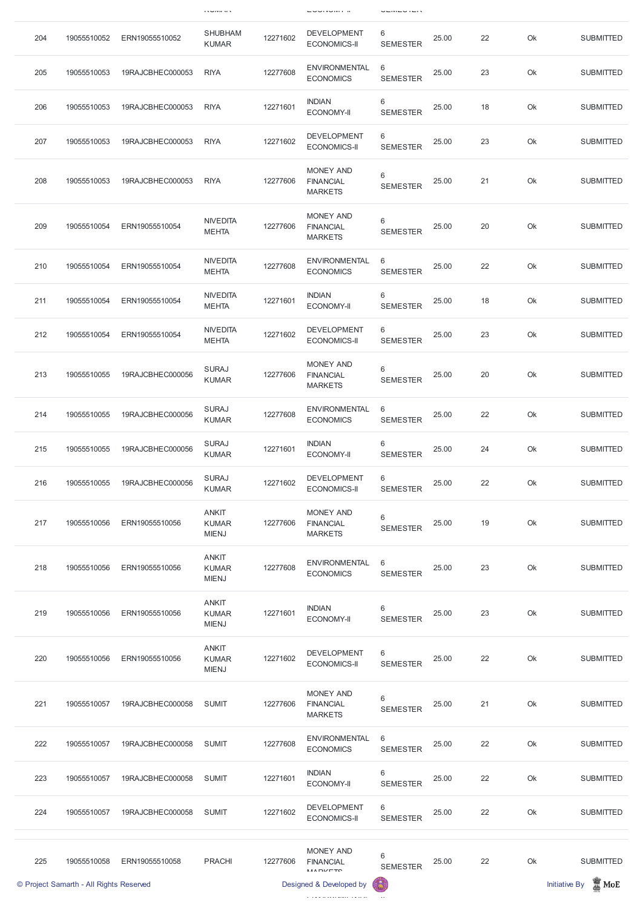| 204 | 19055510052 | ERN19055510052 | SHUBHAM KUMAR | 12271602 | DEVELOPMENT ECONOMICS-II | 6 SEMESTER | 25.00 | 22 | Ok | SUBMITTED |
|---|---|---|---|---|---|---|---|---|---|---|
| 205 | 19055510053 | 19RAJCBHEC000053 | RIYA | 12277608 | ENVIRONMENTAL ECONOMICS | 6 SEMESTER | 25.00 | 23 | Ok | SUBMITTED |
| 206 | 19055510053 | 19RAJCBHEC000053 | RIYA | 12271601 | INDIAN ECONOMY-II | 6 SEMESTER | 25.00 | 18 | Ok | SUBMITTED |
| 207 | 19055510053 | 19RAJCBHEC000053 | RIYA | 12271602 | DEVELOPMENT ECONOMICS-II | 6 SEMESTER | 25.00 | 23 | Ok | SUBMITTED |
| 208 | 19055510053 | 19RAJCBHEC000053 | RIYA | 12277606 | MONEY AND FINANCIAL MARKETS | 6 SEMESTER | 25.00 | 21 | Ok | SUBMITTED |
| 209 | 19055510054 | ERN19055510054 | NIVEDITA MEHTA | 12277606 | MONEY AND FINANCIAL MARKETS | 6 SEMESTER | 25.00 | 20 | Ok | SUBMITTED |
| 210 | 19055510054 | ERN19055510054 | NIVEDITA MEHTA | 12277608 | ENVIRONMENTAL ECONOMICS | 6 SEMESTER | 25.00 | 22 | Ok | SUBMITTED |
| 211 | 19055510054 | ERN19055510054 | NIVEDITA MEHTA | 12271601 | INDIAN ECONOMY-II | 6 SEMESTER | 25.00 | 18 | Ok | SUBMITTED |
| 212 | 19055510054 | ERN19055510054 | NIVEDITA MEHTA | 12271602 | DEVELOPMENT ECONOMICS-II | 6 SEMESTER | 25.00 | 23 | Ok | SUBMITTED |
| 213 | 19055510055 | 19RAJCBHEC000056 | SURAJ KUMAR | 12277606 | MONEY AND FINANCIAL MARKETS | 6 SEMESTER | 25.00 | 20 | Ok | SUBMITTED |
| 214 | 19055510055 | 19RAJCBHEC000056 | SURAJ KUMAR | 12277608 | ENVIRONMENTAL ECONOMICS | 6 SEMESTER | 25.00 | 22 | Ok | SUBMITTED |
| 215 | 19055510055 | 19RAJCBHEC000056 | SURAJ KUMAR | 12271601 | INDIAN ECONOMY-II | 6 SEMESTER | 25.00 | 24 | Ok | SUBMITTED |
| 216 | 19055510055 | 19RAJCBHEC000056 | SURAJ KUMAR | 12271602 | DEVELOPMENT ECONOMICS-II | 6 SEMESTER | 25.00 | 22 | Ok | SUBMITTED |
| 217 | 19055510056 | ERN19055510056 | ANKIT KUMAR MIENJ | 12277606 | MONEY AND FINANCIAL MARKETS | 6 SEMESTER | 25.00 | 19 | Ok | SUBMITTED |
| 218 | 19055510056 | ERN19055510056 | ANKIT KUMAR MIENJ | 12277608 | ENVIRONMENTAL ECONOMICS | 6 SEMESTER | 25.00 | 23 | Ok | SUBMITTED |
| 219 | 19055510056 | ERN19055510056 | ANKIT KUMAR MIENJ | 12271601 | INDIAN ECONOMY-II | 6 SEMESTER | 25.00 | 23 | Ok | SUBMITTED |
| 220 | 19055510056 | ERN19055510056 | ANKIT KUMAR MIENJ | 12271602 | DEVELOPMENT ECONOMICS-II | 6 SEMESTER | 25.00 | 22 | Ok | SUBMITTED |
| 221 | 19055510057 | 19RAJCBHEC000058 | SUMIT | 12277606 | MONEY AND FINANCIAL MARKETS | 6 SEMESTER | 25.00 | 21 | Ok | SUBMITTED |
| 222 | 19055510057 | 19RAJCBHEC000058 | SUMIT | 12277608 | ENVIRONMENTAL ECONOMICS | 6 SEMESTER | 25.00 | 22 | Ok | SUBMITTED |
| 223 | 19055510057 | 19RAJCBHEC000058 | SUMIT | 12271601 | INDIAN ECONOMY-II | 6 SEMESTER | 25.00 | 22 | Ok | SUBMITTED |
| 224 | 19055510057 | 19RAJCBHEC000058 | SUMIT | 12271602 | DEVELOPMENT ECONOMICS-II | 6 SEMESTER | 25.00 | 22 | Ok | SUBMITTED |
| 225 | 19055510058 | ERN19055510058 | PRACHI | 12277606 | MONEY AND FINANCIAL MARKETS | 6 SEMESTER | 25.00 | 22 | Ok | SUBMITTED |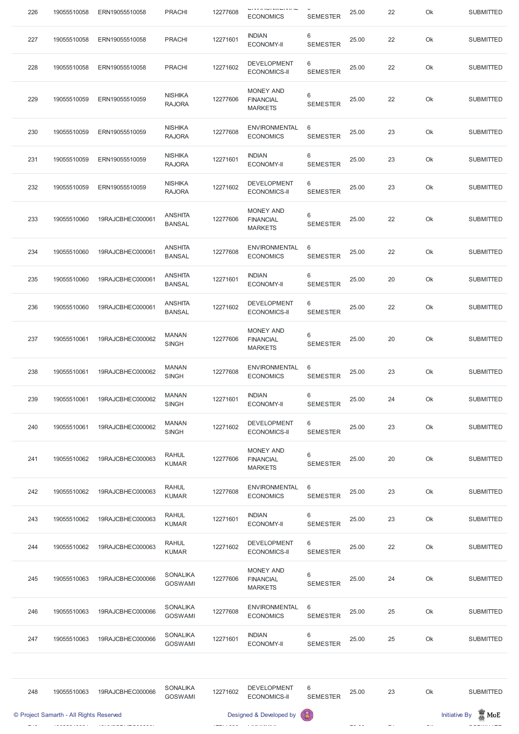| 226 | 19055510058 | ERN19055510058 | PRACHI | 12277608 | ENVIRONMENTAL ECONOMICS | 6 SEMESTER | 25.00 | 22 | Ok | SUBMITTED |
|---|---|---|---|---|---|---|---|---|---|---|
| 227 | 19055510058 | ERN19055510058 | PRACHI | 12271601 | INDIAN ECONOMY-II | 6 SEMESTER | 25.00 | 22 | Ok | SUBMITTED |
| 228 | 19055510058 | ERN19055510058 | PRACHI | 12271602 | DEVELOPMENT ECONOMICS-II | 6 SEMESTER | 25.00 | 22 | Ok | SUBMITTED |
| 229 | 19055510059 | ERN19055510059 | NISHIKA RAJORA | 12277606 | MONEY AND FINANCIAL MARKETS | 6 SEMESTER | 25.00 | 22 | Ok | SUBMITTED |
| 230 | 19055510059 | ERN19055510059 | NISHIKA RAJORA | 12277608 | ENVIRONMENTAL ECONOMICS | 6 SEMESTER | 25.00 | 23 | Ok | SUBMITTED |
| 231 | 19055510059 | ERN19055510059 | NISHIKA RAJORA | 12271601 | INDIAN ECONOMY-II | 6 SEMESTER | 25.00 | 23 | Ok | SUBMITTED |
| 232 | 19055510059 | ERN19055510059 | NISHIKA RAJORA | 12271602 | DEVELOPMENT ECONOMICS-II | 6 SEMESTER | 25.00 | 23 | Ok | SUBMITTED |
| 233 | 19055510060 | 19RAJCBHEC000061 | ANSHITA BANSAL | 12277606 | MONEY AND FINANCIAL MARKETS | 6 SEMESTER | 25.00 | 22 | Ok | SUBMITTED |
| 234 | 19055510060 | 19RAJCBHEC000061 | ANSHITA BANSAL | 12277608 | ENVIRONMENTAL ECONOMICS | 6 SEMESTER | 25.00 | 22 | Ok | SUBMITTED |
| 235 | 19055510060 | 19RAJCBHEC000061 | ANSHITA BANSAL | 12271601 | INDIAN ECONOMY-II | 6 SEMESTER | 25.00 | 20 | Ok | SUBMITTED |
| 236 | 19055510060 | 19RAJCBHEC000061 | ANSHITA BANSAL | 12271602 | DEVELOPMENT ECONOMICS-II | 6 SEMESTER | 25.00 | 22 | Ok | SUBMITTED |
| 237 | 19055510061 | 19RAJCBHEC000062 | MANAN SINGH | 12277606 | MONEY AND FINANCIAL MARKETS | 6 SEMESTER | 25.00 | 20 | Ok | SUBMITTED |
| 238 | 19055510061 | 19RAJCBHEC000062 | MANAN SINGH | 12277608 | ENVIRONMENTAL ECONOMICS | 6 SEMESTER | 25.00 | 23 | Ok | SUBMITTED |
| 239 | 19055510061 | 19RAJCBHEC000062 | MANAN SINGH | 12271601 | INDIAN ECONOMY-II | 6 SEMESTER | 25.00 | 24 | Ok | SUBMITTED |
| 240 | 19055510061 | 19RAJCBHEC000062 | MANAN SINGH | 12271602 | DEVELOPMENT ECONOMICS-II | 6 SEMESTER | 25.00 | 23 | Ok | SUBMITTED |
| 241 | 19055510062 | 19RAJCBHEC000063 | RAHUL KUMAR | 12277606 | MONEY AND FINANCIAL MARKETS | 6 SEMESTER | 25.00 | 20 | Ok | SUBMITTED |
| 242 | 19055510062 | 19RAJCBHEC000063 | RAHUL KUMAR | 12277608 | ENVIRONMENTAL ECONOMICS | 6 SEMESTER | 25.00 | 23 | Ok | SUBMITTED |
| 243 | 19055510062 | 19RAJCBHEC000063 | RAHUL KUMAR | 12271601 | INDIAN ECONOMY-II | 6 SEMESTER | 25.00 | 23 | Ok | SUBMITTED |
| 244 | 19055510062 | 19RAJCBHEC000063 | RAHUL KUMAR | 12271602 | DEVELOPMENT ECONOMICS-II | 6 SEMESTER | 25.00 | 22 | Ok | SUBMITTED |
| 245 | 19055510063 | 19RAJCBHEC000066 | SONALIKA GOSWAMI | 12277606 | MONEY AND FINANCIAL MARKETS | 6 SEMESTER | 25.00 | 24 | Ok | SUBMITTED |
| 246 | 19055510063 | 19RAJCBHEC000066 | SONALIKA GOSWAMI | 12277608 | ENVIRONMENTAL ECONOMICS | 6 SEMESTER | 25.00 | 25 | Ok | SUBMITTED |
| 247 | 19055510063 | 19RAJCBHEC000066 | SONALIKA GOSWAMI | 12271601 | INDIAN ECONOMY-II | 6 SEMESTER | 25.00 | 25 | Ok | SUBMITTED |
| 248 | 19055510063 | 19RAJCBHEC000066 | SONALIKA GOSWAMI | 12271602 | DEVELOPMENT ECONOMICS-II | 6 SEMESTER | 25.00 | 23 | Ok | SUBMITTED |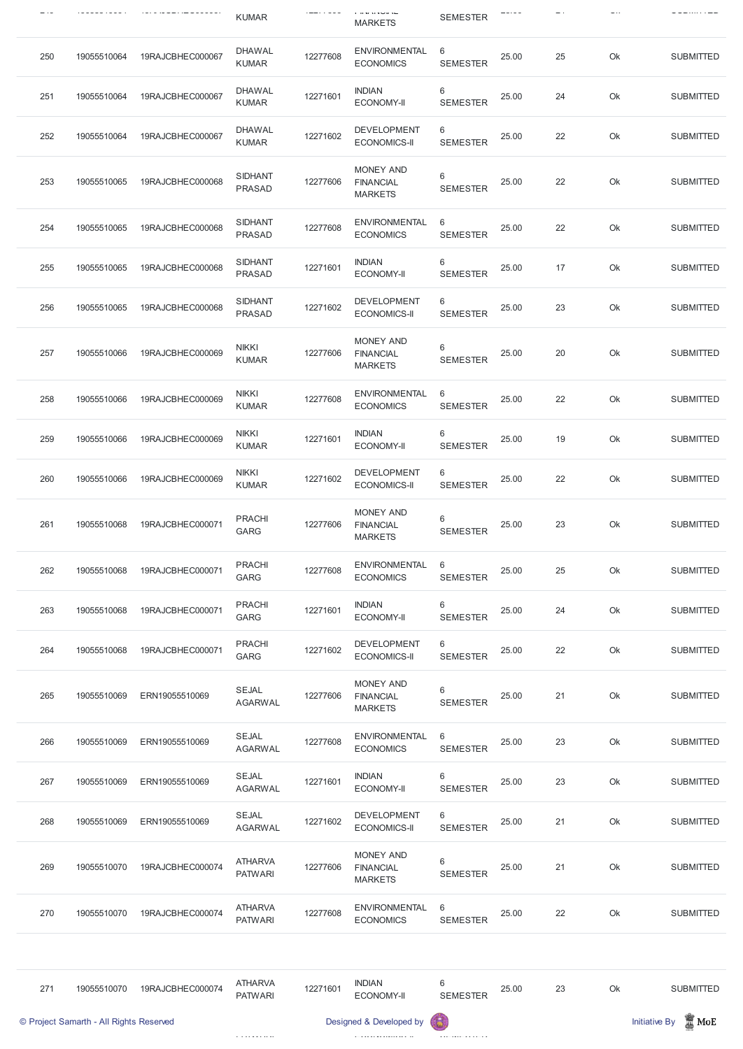| | | | | | | | | | | |
|---|---|---|---|---|---|---|---|---|---|---|
| 250 | 19055510064 | 19RAJCBHEC000067 | DHAWAL KUMAR | 12277608 | ENVIRONMENTAL ECONOMICS | 6 SEMESTER | 25.00 | 25 | Ok | SUBMITTED |
| 251 | 19055510064 | 19RAJCBHEC000067 | DHAWAL KUMAR | 12271601 | INDIAN ECONOMY-II | 6 SEMESTER | 25.00 | 24 | Ok | SUBMITTED |
| 252 | 19055510064 | 19RAJCBHEC000067 | DHAWAL KUMAR | 12271602 | DEVELOPMENT ECONOMICS-II | 6 SEMESTER | 25.00 | 22 | Ok | SUBMITTED |
| 253 | 19055510065 | 19RAJCBHEC000068 | SIDHANT PRASAD | 12277606 | MONEY AND FINANCIAL MARKETS | 6 SEMESTER | 25.00 | 22 | Ok | SUBMITTED |
| 254 | 19055510065 | 19RAJCBHEC000068 | SIDHANT PRASAD | 12277608 | ENVIRONMENTAL ECONOMICS | 6 SEMESTER | 25.00 | 22 | Ok | SUBMITTED |
| 255 | 19055510065 | 19RAJCBHEC000068 | SIDHANT PRASAD | 12271601 | INDIAN ECONOMY-II | 6 SEMESTER | 25.00 | 17 | Ok | SUBMITTED |
| 256 | 19055510065 | 19RAJCBHEC000068 | SIDHANT PRASAD | 12271602 | DEVELOPMENT ECONOMICS-II | 6 SEMESTER | 25.00 | 23 | Ok | SUBMITTED |
| 257 | 19055510066 | 19RAJCBHEC000069 | NIKKI KUMAR | 12277606 | MONEY AND FINANCIAL MARKETS | 6 SEMESTER | 25.00 | 20 | Ok | SUBMITTED |
| 258 | 19055510066 | 19RAJCBHEC000069 | NIKKI KUMAR | 12277608 | ENVIRONMENTAL ECONOMICS | 6 SEMESTER | 25.00 | 22 | Ok | SUBMITTED |
| 259 | 19055510066 | 19RAJCBHEC000069 | NIKKI KUMAR | 12271601 | INDIAN ECONOMY-II | 6 SEMESTER | 25.00 | 19 | Ok | SUBMITTED |
| 260 | 19055510066 | 19RAJCBHEC000069 | NIKKI KUMAR | 12271602 | DEVELOPMENT ECONOMICS-II | 6 SEMESTER | 25.00 | 22 | Ok | SUBMITTED |
| 261 | 19055510068 | 19RAJCBHEC000071 | PRACHI GARG | 12277606 | MONEY AND FINANCIAL MARKETS | 6 SEMESTER | 25.00 | 23 | Ok | SUBMITTED |
| 262 | 19055510068 | 19RAJCBHEC000071 | PRACHI GARG | 12277608 | ENVIRONMENTAL ECONOMICS | 6 SEMESTER | 25.00 | 25 | Ok | SUBMITTED |
| 263 | 19055510068 | 19RAJCBHEC000071 | PRACHI GARG | 12271601 | INDIAN ECONOMY-II | 6 SEMESTER | 25.00 | 24 | Ok | SUBMITTED |
| 264 | 19055510068 | 19RAJCBHEC000071 | PRACHI GARG | 12271602 | DEVELOPMENT ECONOMICS-II | 6 SEMESTER | 25.00 | 22 | Ok | SUBMITTED |
| 265 | 19055510069 | ERN19055510069 | SEJAL AGARWAL | 12277606 | MONEY AND FINANCIAL MARKETS | 6 SEMESTER | 25.00 | 21 | Ok | SUBMITTED |
| 266 | 19055510069 | ERN19055510069 | SEJAL AGARWAL | 12277608 | ENVIRONMENTAL ECONOMICS | 6 SEMESTER | 25.00 | 23 | Ok | SUBMITTED |
| 267 | 19055510069 | ERN19055510069 | SEJAL AGARWAL | 12271601 | INDIAN ECONOMY-II | 6 SEMESTER | 25.00 | 23 | Ok | SUBMITTED |
| 268 | 19055510069 | ERN19055510069 | SEJAL AGARWAL | 12271602 | DEVELOPMENT ECONOMICS-II | 6 SEMESTER | 25.00 | 21 | Ok | SUBMITTED |
| 269 | 19055510070 | 19RAJCBHEC000074 | ATHARVA PATWARI | 12277606 | MONEY AND FINANCIAL MARKETS | 6 SEMESTER | 25.00 | 21 | Ok | SUBMITTED |
| 270 | 19055510070 | 19RAJCBHEC000074 | ATHARVA PATWARI | 12277608 | ENVIRONMENTAL ECONOMICS | 6 SEMESTER | 25.00 | 22 | Ok | SUBMITTED |
| 271 | 19055510070 | 19RAJCBHEC000074 | ATHARVA PATWARI | 12271601 | INDIAN ECONOMY-II | 6 SEMESTER | 25.00 | 23 | Ok | SUBMITTED |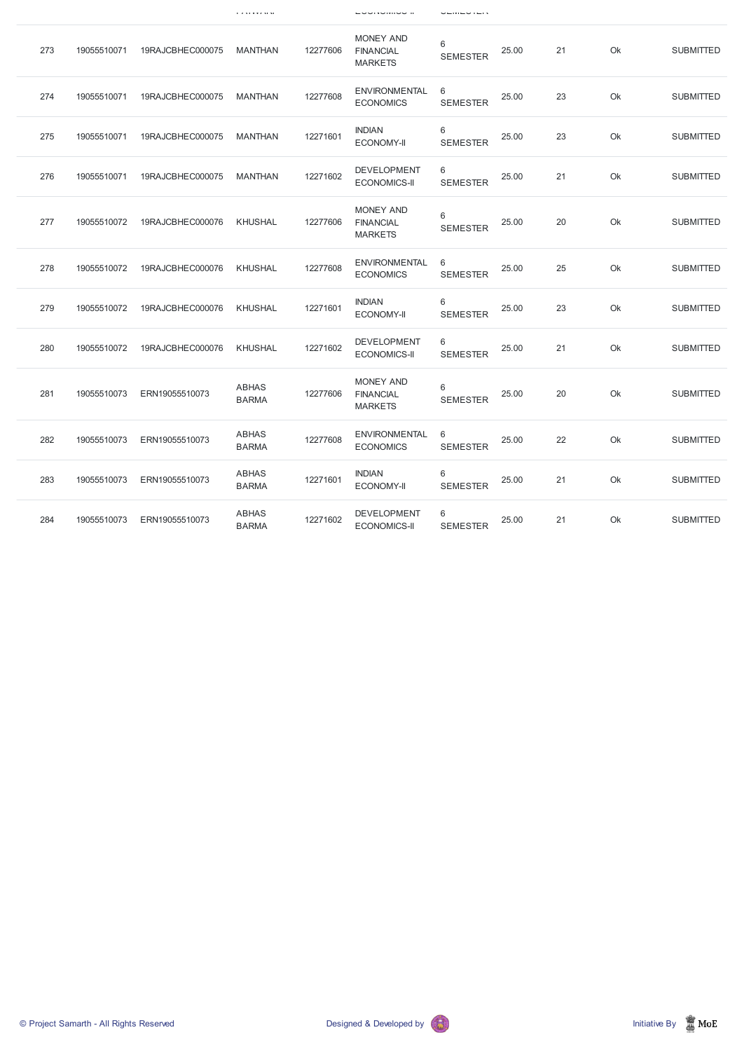| | | | | | | | | | | |
|---|---|---|---|---|---|---|---|---|---|---|
| 273 | 19055510071 | 19RAJCBHEC000075 | MANTHAN | 12277606 | MONEY AND FINANCIAL MARKETS | 6 SEMESTER | 25.00 | 21 | Ok | SUBMITTED |
| 274 | 19055510071 | 19RAJCBHEC000075 | MANTHAN | 12277608 | ENVIRONMENTAL ECONOMICS | 6 SEMESTER | 25.00 | 23 | Ok | SUBMITTED |
| 275 | 19055510071 | 19RAJCBHEC000075 | MANTHAN | 12271601 | INDIAN ECONOMY-II | 6 SEMESTER | 25.00 | 23 | Ok | SUBMITTED |
| 276 | 19055510071 | 19RAJCBHEC000075 | MANTHAN | 12271602 | DEVELOPMENT ECONOMICS-II | 6 SEMESTER | 25.00 | 21 | Ok | SUBMITTED |
| 277 | 19055510072 | 19RAJCBHEC000076 | KHUSHAL | 12277606 | MONEY AND FINANCIAL MARKETS | 6 SEMESTER | 25.00 | 20 | Ok | SUBMITTED |
| 278 | 19055510072 | 19RAJCBHEC000076 | KHUSHAL | 12277608 | ENVIRONMENTAL ECONOMICS | 6 SEMESTER | 25.00 | 25 | Ok | SUBMITTED |
| 279 | 19055510072 | 19RAJCBHEC000076 | KHUSHAL | 12271601 | INDIAN ECONOMY-II | 6 SEMESTER | 25.00 | 23 | Ok | SUBMITTED |
| 280 | 19055510072 | 19RAJCBHEC000076 | KHUSHAL | 12271602 | DEVELOPMENT ECONOMICS-II | 6 SEMESTER | 25.00 | 21 | Ok | SUBMITTED |
| 281 | 19055510073 | ERN19055510073 | ABHAS BARMA | 12277606 | MONEY AND FINANCIAL MARKETS | 6 SEMESTER | 25.00 | 20 | Ok | SUBMITTED |
| 282 | 19055510073 | ERN19055510073 | ABHAS BARMA | 12277608 | ENVIRONMENTAL ECONOMICS | 6 SEMESTER | 25.00 | 22 | Ok | SUBMITTED |
| 283 | 19055510073 | ERN19055510073 | ABHAS BARMA | 12271601 | INDIAN ECONOMY-II | 6 SEMESTER | 25.00 | 21 | Ok | SUBMITTED |
| 284 | 19055510073 | ERN19055510073 | ABHAS BARMA | 12271602 | DEVELOPMENT ECONOMICS-II | 6 SEMESTER | 25.00 | 21 | Ok | SUBMITTED |